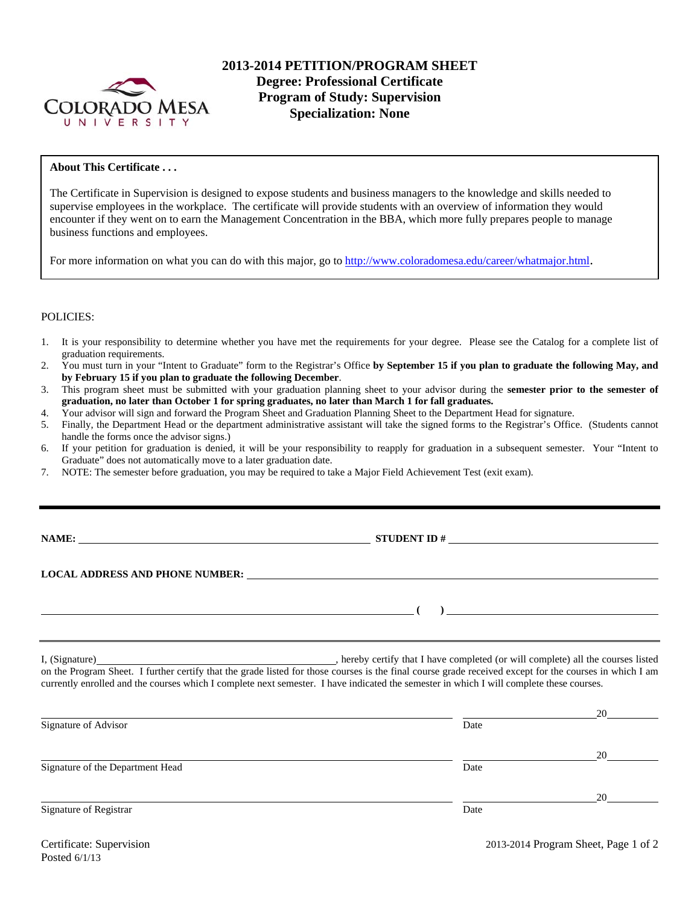# 2013-2014 PETITION/PROGRAM SHEET
**Degree: Professional Certificate**
**Program of Study: Supervision**
**Specialization: None**

**About This Certificate . . .**

The Certificate in Supervision is designed to expose students and business managers to the knowledge and skills needed to supervise employees in the workplace. The certificate will provide students with an overview of information they would encounter if they went on to earn the Management Concentration in the BBA, which more fully prepares people to manage business functions and employees.

For more information on what you can do with this major, go to http://www.coloradomesa.edu/career/whatmajor.html.

POLICIES:

1. It is your responsibility to determine whether you have met the requirements for your degree. Please see the Catalog for a complete list of graduation requirements.
2. You must turn in your "Intent to Graduate" form to the Registrar's Office **by September 15 if you plan to graduate the following May, and by February 15 if you plan to graduate the following December**.
3. This program sheet must be submitted with your graduation planning sheet to your advisor during the **semester prior to the semester of graduation, no later than October 1 for spring graduates, no later than March 1 for fall graduates.**
4. Your advisor will sign and forward the Program Sheet and Graduation Planning Sheet to the Department Head for signature.
5. Finally, the Department Head or the department administrative assistant will take the signed forms to the Registrar's Office. (Students cannot handle the forms once the advisor signs.)
6. If your petition for graduation is denied, it will be your responsibility to reapply for graduation in a subsequent semester. Your "Intent to Graduate" does not automatically move to a later graduation date.
7. NOTE: The semester before graduation, you may be required to take a Major Field Achievement Test (exit exam).

---

**NAME:** ______________________ **STUDENT ID #** ______________________

**LOCAL ADDRESS AND PHONE NUMBER:** ______________________

______________________ **( )** ______________________

I, (Signature)______________________, hereby certify that I have completed (or will complete) all the courses listed on the Program Sheet. I further certify that the grade listed for those courses is the final course grade received except for the courses in which I am currently enrolled and the courses which I complete next semester. I have indicated the semester in which I will complete these courses.

______________________ ______________ 20______
Signature of Advisor Date

______________________ ______________ 20______
Signature of the Department Head Date

______________________ ______________ 20______
Signature of Registrar Date

Certificate: Supervision
Posted 6/1/13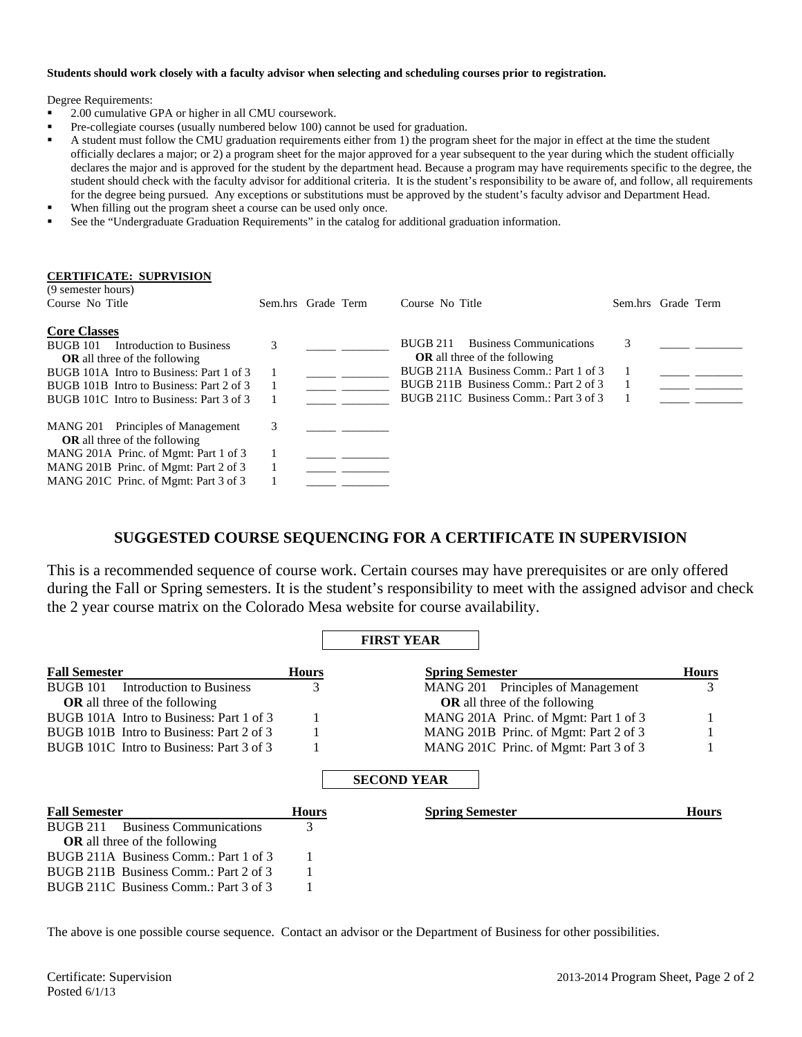**Students should work closely with a faculty advisor when selecting and scheduling courses prior to registration.**

Degree Requirements:

- 2.00 cumulative GPA or higher in all CMU coursework.
- Pre-collegiate courses (usually numbered below 100) cannot be used for graduation.
- A student must follow the CMU graduation requirements either from 1) the program sheet for the major in effect at the time the student officially declares a major; or 2) a program sheet for the major approved for a year subsequent to the year during which the student officially declares the major and is approved for the student by the department head. Because a program may have requirements specific to the degree, the student should check with the faculty advisor for additional criteria. It is the student's responsibility to be aware of, and follow, all requirements for the degree being pursued. Any exceptions or substitutions must be approved by the student's faculty advisor and Department Head.
- When filling out the program sheet a course can be used only once.
- See the "Undergraduate Graduation Requirements" in the catalog for additional graduation information.

**CERTIFICATE: SUPRVISION**

(9 semester hours)

**Core Classes**

| Course No Title | Sem.hrs | Grade | Term |
|---|---|---|---|
| BUGB 101 Introduction to Business | 3 | _____ | ________ |
| **OR** all three of the following | | | |
| BUGB 101A Intro to Business: Part 1 of 3 | 1 | _____ | ________ |
| BUGB 101B Intro to Business: Part 2 of 3 | 1 | _____ | ________ |
| BUGB 101C Intro to Business: Part 3 of 3 | 1 | _____ | ________ |
| MANG 201 Principles of Management | 3 | _____ | ________ |
| **OR** all three of the following | | | |
| MANG 201A Princ. of Mgmt: Part 1 of 3 | 1 | _____ | ________ |
| MANG 201B Princ. of Mgmt: Part 2 of 3 | 1 | _____ | ________ |
| MANG 201C Princ. of Mgmt: Part 3 of 3 | 1 | _____ | ________ |
| BUGB 211 Business Communications | 3 | _____ | ________ |
| **OR** all three of the following | | | |
| BUGB 211A Business Comm.: Part 1 of 3 | 1 | _____ | ________ |
| BUGB 211B Business Comm.: Part 2 of 3 | 1 | _____ | ________ |
| BUGB 211C Business Comm.: Part 3 of 3 | 1 | _____ | ________ |

## SUGGESTED COURSE SEQUENCING FOR A CERTIFICATE IN SUPERVISION

This is a recommended sequence of course work. Certain courses may have prerequisites or are only offered during the Fall or Spring semesters. It is the student's responsibility to meet with the assigned advisor and check the 2 year course matrix on the Colorado Mesa website for course availability.

### FIRST YEAR

| Fall Semester | Hours | Spring Semester | Hours |
|---|---|---|---|
| BUGB 101 Introduction to Business | 3 | MANG 201 Principles of Management | 3 |
| **OR** all three of the following | | **OR** all three of the following | |
| BUGB 101A Intro to Business: Part 1 of 3 | 1 | MANG 201A Princ. of Mgmt: Part 1 of 3 | 1 |
| BUGB 101B Intro to Business: Part 2 of 3 | 1 | MANG 201B Princ. of Mgmt: Part 2 of 3 | 1 |
| BUGB 101C Intro to Business: Part 3 of 3 | 1 | MANG 201C Princ. of Mgmt: Part 3 of 3 | 1 |

### SECOND YEAR

| Fall Semester | Hours | Spring Semester | Hours |
|---|---|---|---|
| BUGB 211 Business Communications | 3 | | |
| **OR** all three of the following | | | |
| BUGB 211A Business Comm.: Part 1 of 3 | 1 | | |
| BUGB 211B Business Comm.: Part 2 of 3 | 1 | | |
| BUGB 211C Business Comm.: Part 3 of 3 | 1 | | |

The above is one possible course sequence. Contact an advisor or the Department of Business for other possibilities.